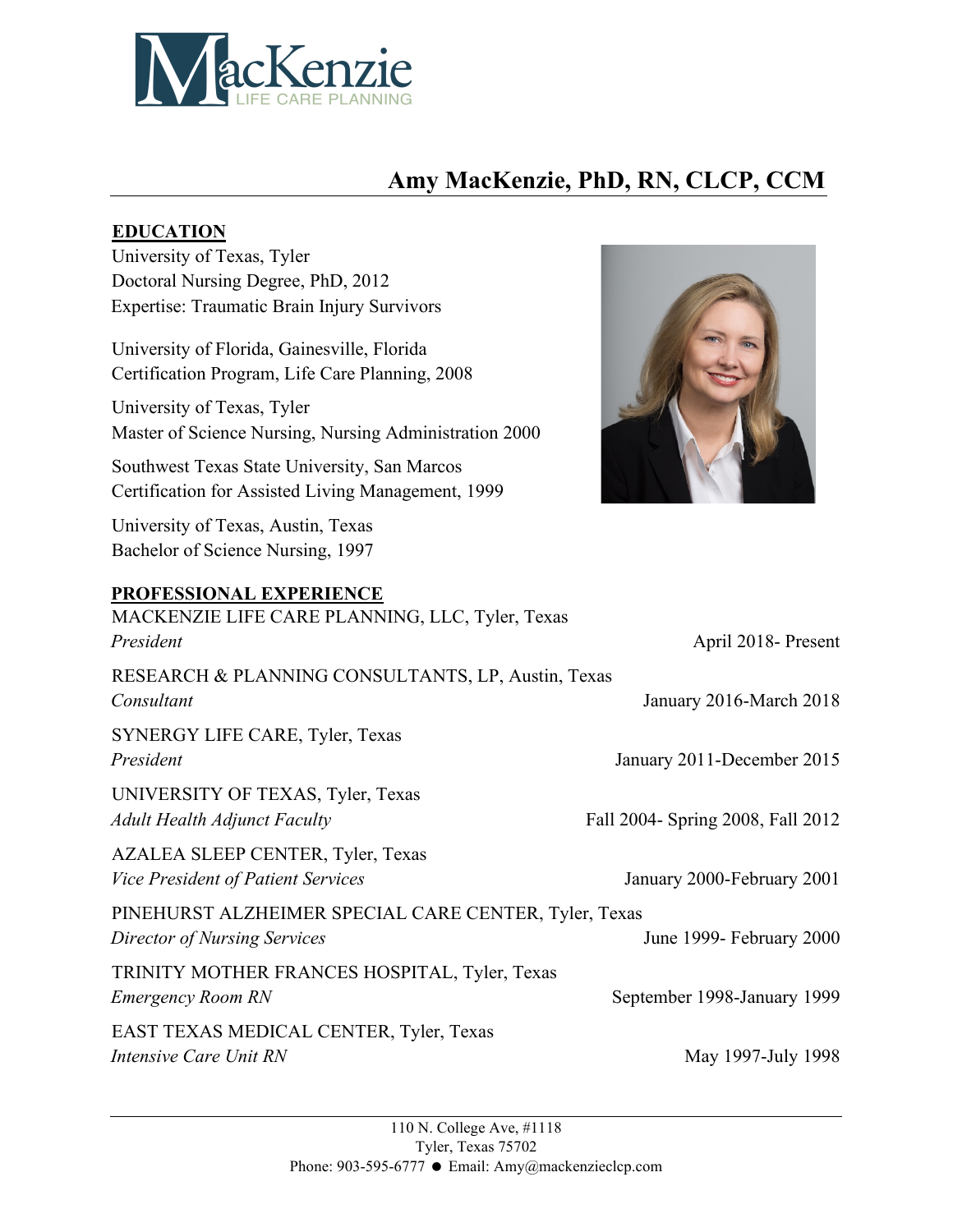MacKenzie
LIFE CARE PLANNING

# Amy MacKenzie, PhD, RN, CLCP, CCM

## EDUCATION

University of Texas, Tyler
Doctoral Nursing Degree, PhD, 2012
Expertise: Traumatic Brain Injury Survivors

University of Florida, Gainesville, Florida
Certification Program, Life Care Planning, 2008

University of Texas, Tyler
Master of Science Nursing, Nursing Administration 2000

Southwest Texas State University, San Marcos
Certification for Assisted Living Management, 1999

University of Texas, Austin, Texas
Bachelor of Science Nursing, 1997

## PROFESSIONAL EXPERIENCE

MACKENZIE LIFE CARE PLANNING, LLC, Tyler, Texas
*President* — April 2018- Present

RESEARCH & PLANNING CONSULTANTS, LP, Austin, Texas
*Consultant* — January 2016-March 2018

SYNERGY LIFE CARE, Tyler, Texas
*President* — January 2011-December 2015

UNIVERSITY OF TEXAS, Tyler, Texas
*Adult Health Adjunct Faculty* — Fall 2004- Spring 2008, Fall 2012

AZALEA SLEEP CENTER, Tyler, Texas
*Vice President of Patient Services* — January 2000-February 2001

PINEHURST ALZHEIMER SPECIAL CARE CENTER, Tyler, Texas
*Director of Nursing Services* — June 1999- February 2000

TRINITY MOTHER FRANCES HOSPITAL, Tyler, Texas
*Emergency Room RN* — September 1998-January 1999

EAST TEXAS MEDICAL CENTER, Tyler, Texas
*Intensive Care Unit RN* — May 1997-July 1998

110 N. College Ave, #1118
Tyler, Texas 75702
Phone: 903-595-6777 ● Email: Amy@mackenzieclcp.com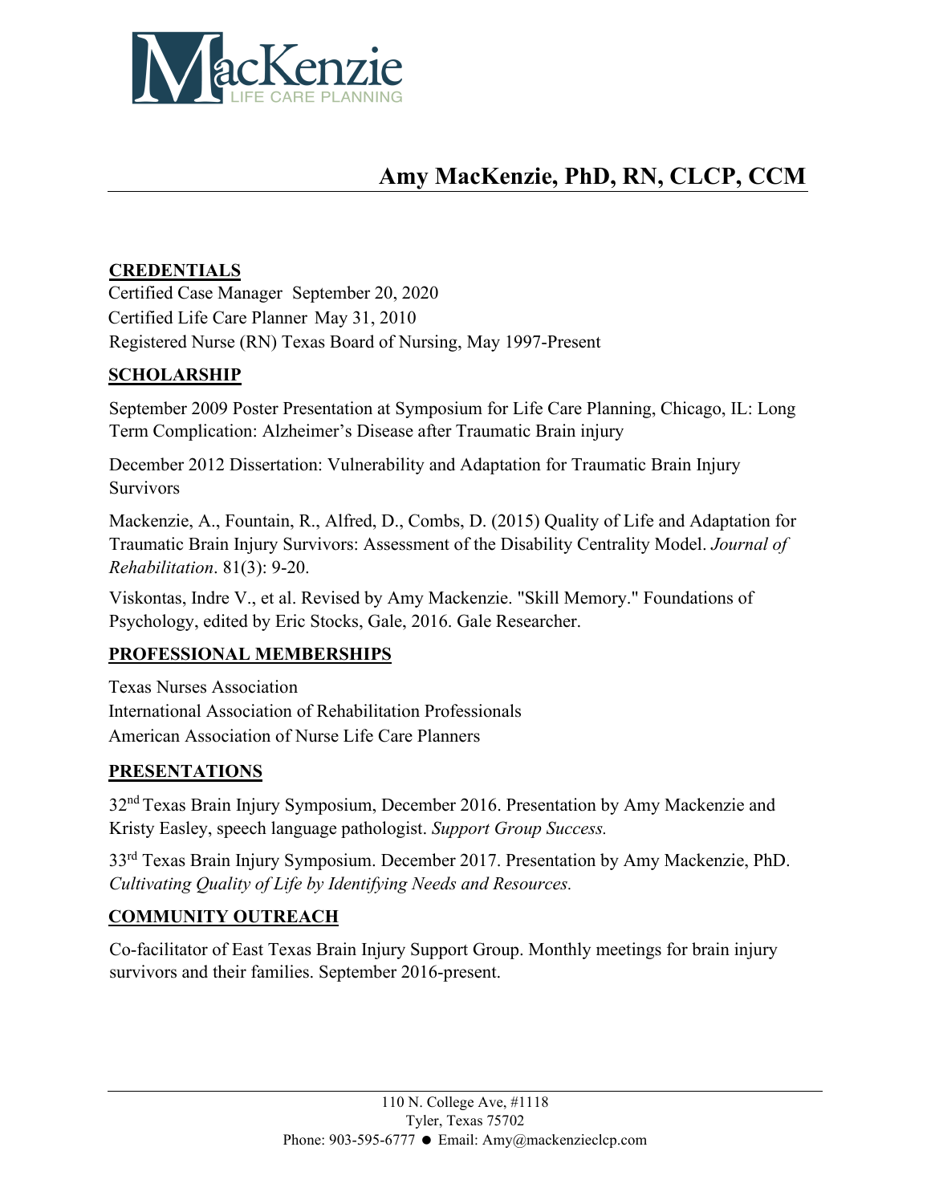MacKenzie
LIFE CARE PLANNING

# Amy MacKenzie, PhD, RN, CLCP, CCM

## CREDENTIALS

Certified Case Manager September 20, 2020
Certified Life Care Planner May 31, 2010
Registered Nurse (RN) Texas Board of Nursing, May 1997-Present

## SCHOLARSHIP

September 2009 Poster Presentation at Symposium for Life Care Planning, Chicago, IL: Long Term Complication: Alzheimer's Disease after Traumatic Brain injury

December 2012 Dissertation: Vulnerability and Adaptation for Traumatic Brain Injury Survivors

Mackenzie, A., Fountain, R., Alfred, D., Combs, D. (2015) Quality of Life and Adaptation for Traumatic Brain Injury Survivors: Assessment of the Disability Centrality Model. *Journal of Rehabilitation*. 81(3): 9-20.

Viskontas, Indre V., et al. Revised by Amy Mackenzie. "Skill Memory." Foundations of Psychology, edited by Eric Stocks, Gale, 2016. Gale Researcher.

## PROFESSIONAL MEMBERSHIPS

Texas Nurses Association
International Association of Rehabilitation Professionals
American Association of Nurse Life Care Planners

## PRESENTATIONS

32nd Texas Brain Injury Symposium, December 2016. Presentation by Amy Mackenzie and Kristy Easley, speech language pathologist. *Support Group Success.*

33rd Texas Brain Injury Symposium. December 2017. Presentation by Amy Mackenzie, PhD. *Cultivating Quality of Life by Identifying Needs and Resources.*

## COMMUNITY OUTREACH

Co-facilitator of East Texas Brain Injury Support Group. Monthly meetings for brain injury survivors and their families. September 2016-present.

110 N. College Ave, #1118
Tyler, Texas 75702
Phone: 903-595-6777 ● Email: Amy@mackenzieclcp.com